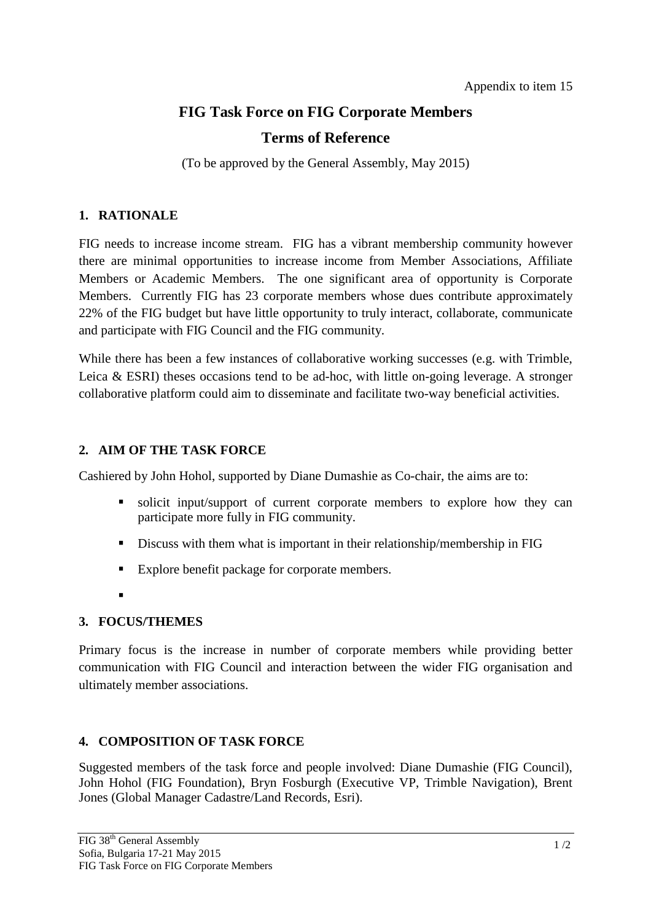Appendix to item 15

# FIG Task Force on FIG Corporate Members

## Terms of Reference

(To be approved by the General Assembly, May 2015)

## 1. RATIONALE

FIG needs to increase income stream. FIG has a vibrant membership community however there are minimal opportunities to increase income from Member Associations, Affiliate Members or Academic Members. The one significant area of opportunity is Corporate Members. Currently FIG has 23 corporate members whose dues contribute approximately 22% of the FIG budget but have little opportunity to truly interact, collaborate, communicate and participate with FIG Council and the FIG community.

While there has been a few instances of collaborative working successes (e.g. with Trimble, Leica & ESRI) theses occasions tend to be ad-hoc, with little on-going leverage. A stronger collaborative platform could aim to disseminate and facilitate two-way beneficial activities.

## 2. AIM OF THE TASK FORCE

Cashiered by John Hohol, supported by Diane Dumashie as Co-chair, the aims are to:

- solicit input/support of current corporate members to explore how they can participate more fully in FIG community.
- Discuss with them what is important in their relationship/membership in FIG
- Explore benefit package for corporate members.

## 3. FOCUS/THEMES

Primary focus is the increase in number of corporate members while providing better communication with FIG Council and interaction between the wider FIG organisation and ultimately member associations.

## 4. COMPOSITION OF TASK FORCE

Suggested members of the task force and people involved: Diane Dumashie (FIG Council), John Hohol (FIG Foundation), Bryn Fosburgh (Executive VP, Trimble Navigation), Brent Jones (Global Manager Cadastre/Land Records, Esri).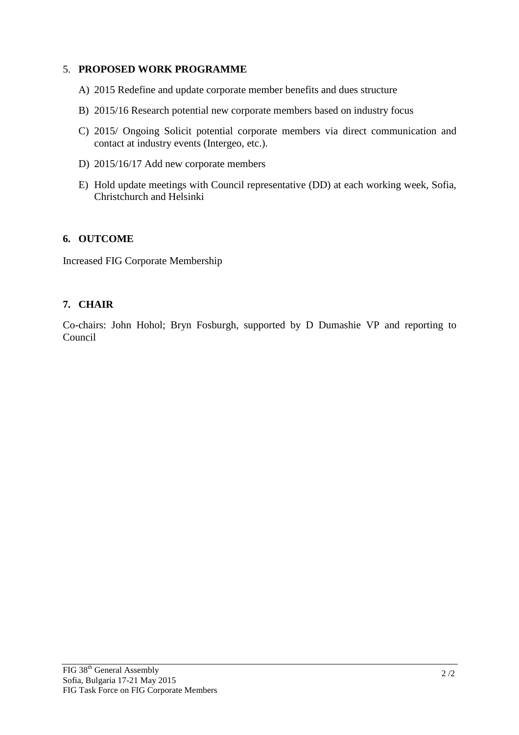## 5. PROPOSED WORK PROGRAMME

A) 2015 Redefine and update corporate member benefits and dues structure

B) 2015/16 Research potential new corporate members based on industry focus

C) 2015/ Ongoing Solicit potential corporate members via direct communication and contact at industry events (Intergeo, etc.).

D) 2015/16/17 Add new corporate members

E) Hold update meetings with Council representative (DD) at each working week, Sofia, Christchurch and Helsinki

## 6. OUTCOME

Increased FIG Corporate Membership

## 7. CHAIR

Co-chairs: John Hohol; Bryn Fosburgh, supported by D Dumashie VP and reporting to Council